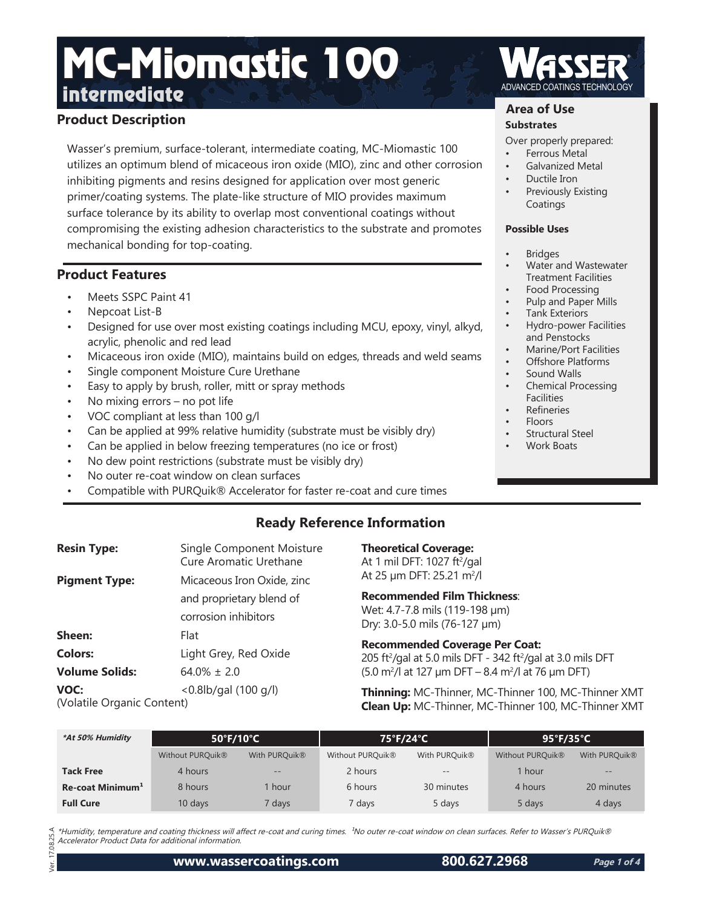# MC-Miomastic 100

## intermediate

WASSER®
ADVANCED COATINGS TECHNOLOGY

## Product Description

Wasser's premium, surface-tolerant, intermediate coating, MC-Miomastic 100 utilizes an optimum blend of micaceous iron oxide (MIO), zinc and other corrosion inhibiting pigments and resins designed for application over most generic primer/coating systems. The plate-like structure of MIO provides maximum surface tolerance by its ability to overlap most conventional coatings without compromising the existing adhesion characteristics to the substrate and promotes mechanical bonding for top-coating.

## Product Features

- Meets SSPC Paint 41
- Nepcoat List-B
- Designed for use over most existing coatings including MCU, epoxy, vinyl, alkyd, acrylic, phenolic and red lead
- Micaceous iron oxide (MIO), maintains build on edges, threads and weld seams
- Single component Moisture Cure Urethane
- Easy to apply by brush, roller, mitt or spray methods
- No mixing errors – no pot life
- VOC compliant at less than 100 g/l
- Can be applied at 99% relative humidity (substrate must be visibly dry)
- Can be applied in below freezing temperatures (no ice or frost)
- No dew point restrictions (substrate must be visibly dry)
- No outer re-coat window on clean surfaces
- Compatible with PURQuik® Accelerator for faster re-coat and cure times

## Area of Use

### Substrates

Over properly prepared:

- Ferrous Metal
- Galvanized Metal
- Ductile Iron
- Previously Existing Coatings

### Possible Uses

- Bridges
- Water and Wastewater Treatment Facilities
- Food Processing
- Pulp and Paper Mills
- Tank Exteriors
- Hydro-power Facilities and Penstocks
- Marine/Port Facilities
- Offshore Platforms
- Sound Walls
- Chemical Processing Facilities
- Refineries
- Floors
- Structural Steel
- Work Boats

## Ready Reference Information

**Resin Type:** Single Component Moisture Cure Aromatic Urethane

**Pigment Type:** Micaceous Iron Oxide, zinc and proprietary blend of corrosion inhibitors

**Sheen:** Flat

**Colors:** Light Grey, Red Oxide

**Volume Solids:** 64.0% ± 2.0

**VOC:** (Volatile Organic Content) <0.8lb/gal (100 g/l)

**Theoretical Coverage:**
At 1 mil DFT: 1027 ft²/gal
At 25 µm DFT: 25.21 m²/l

**Recommended Film Thickness**:
Wet: 4.7-7.8 mils (119-198 µm)
Dry: 3.0-5.0 mils (76-127 µm)

**Recommended Coverage Per Coat:**
205 ft²/gal at 5.0 mils DFT - 342 ft²/gal at 3.0 mils DFT
(5.0 m²/l at 127 µm DFT – 8.4 m²/l at 76 µm DFT)

**Thinning:** MC-Thinner, MC-Thinner 100, MC-Thinner XMT
**Clean Up:** MC-Thinner, MC-Thinner 100, MC-Thinner XMT

| *\*At 50% Humidity* | 50°F/10°C | | 75°F/24°C | | 95°F/35°C | |
|---|---|---|---|---|---|---|
| | Without PURQuik® | With PURQuik® | Without PURQuik® | With PURQuik® | Without PURQuik® | With PURQuik® |
| **Tack Free** | 4 hours | -- | 2 hours | -- | 1 hour | -- |
| **Re-coat Minimum[1]** | 8 hours | 1 hour | 6 hours | 30 minutes | 4 hours | 20 minutes |
| **Full Cure** | 10 days | 7 days | 7 days | 5 days | 5 days | 4 days |

*\*Humidity, temperature and coating thickness will affect re-coat and curing times. [1]No outer re-coat window on clean surfaces. Refer to Wasser's PURQuik® Accelerator Product Data for additional information.*

Ver. 17.08.25.A

www.wassercoatings.com 800.627.2968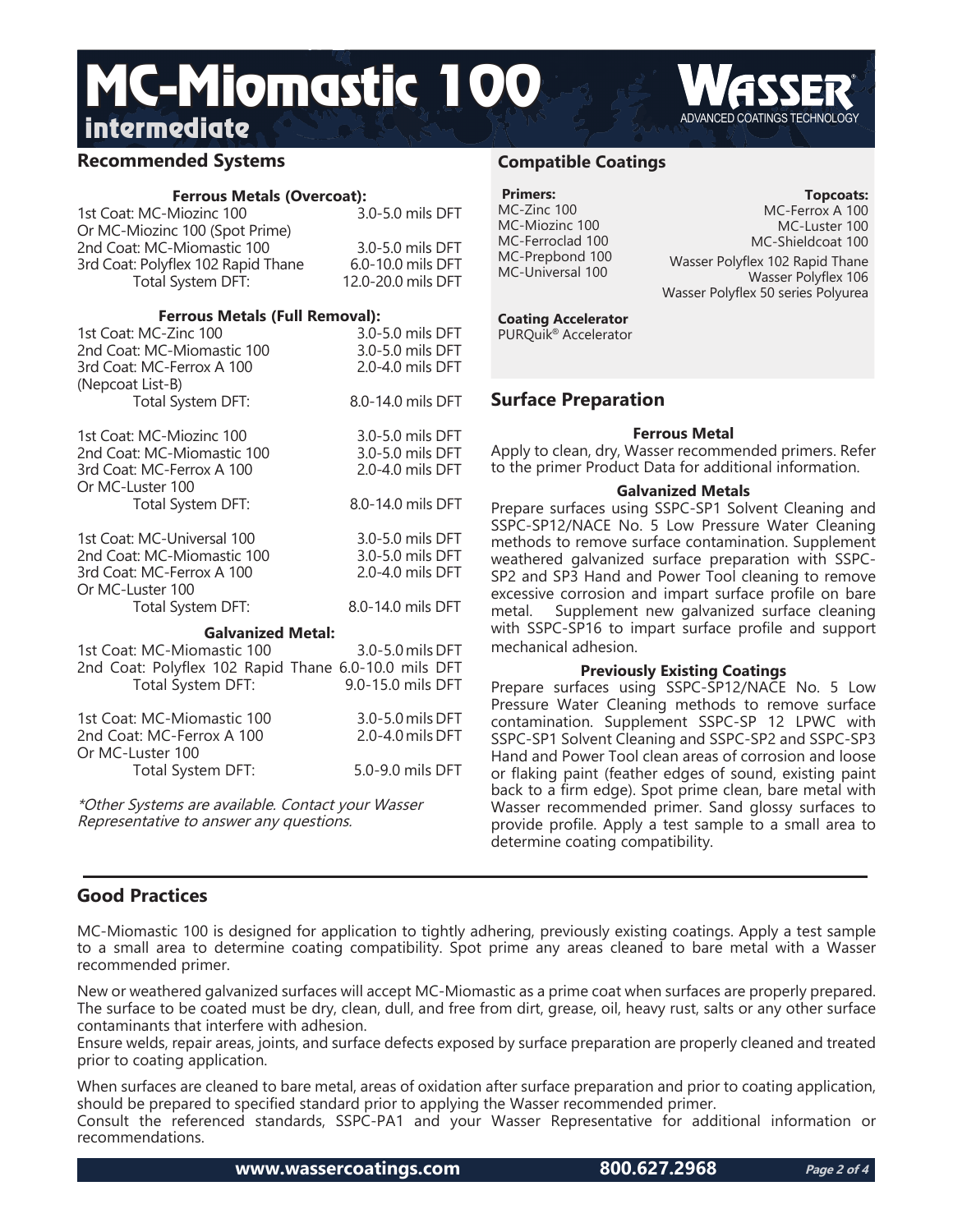# MC-Miomastic 100

## intermediate

WASSER® ADVANCED COATINGS TECHNOLOGY

## Recommended Systems

### Ferrous Metals (Overcoat):

| | |
|---|---|
| 1st Coat: MC-Miozinc 100 | 3.0-5.0 mils DFT |
| Or MC-Miozinc 100 (Spot Prime) | |
| 2nd Coat: MC-Miomastic 100 | 3.0-5.0 mils DFT |
| 3rd Coat: Polyflex 102 Rapid Thane | 6.0-10.0 mils DFT |
| Total System DFT: | 12.0-20.0 mils DFT |

### Ferrous Metals (Full Removal):

| | |
|---|---|
| 1st Coat: MC-Zinc 100 | 3.0-5.0 mils DFT |
| 2nd Coat: MC-Miomastic 100 | 3.0-5.0 mils DFT |
| 3rd Coat: MC-Ferrox A 100 (Nepcoat List-B) | 2.0-4.0 mils DFT |
| Total System DFT: | 8.0-14.0 mils DFT |

| | |
|---|---|
| 1st Coat: MC-Miozinc 100 | 3.0-5.0 mils DFT |
| 2nd Coat: MC-Miomastic 100 | 3.0-5.0 mils DFT |
| 3rd Coat: MC-Ferrox A 100 Or MC-Luster 100 | 2.0-4.0 mils DFT |
| Total System DFT: | 8.0-14.0 mils DFT |

| | |
|---|---|
| 1st Coat: MC-Universal 100 | 3.0-5.0 mils DFT |
| 2nd Coat: MC-Miomastic 100 | 3.0-5.0 mils DFT |
| 3rd Coat: MC-Ferrox A 100 Or MC-Luster 100 | 2.0-4.0 mils DFT |
| Total System DFT: | 8.0-14.0 mils DFT |

### Galvanized Metal:

| | |
|---|---|
| 1st Coat: MC-Miomastic 100 | 3.0-5.0 mils DFT |
| 2nd Coat: Polyflex 102 Rapid Thane | 6.0-10.0 mils DFT |
| Total System DFT: | 9.0-15.0 mils DFT |

| | |
|---|---|
| 1st Coat: MC-Miomastic 100 | 3.0-5.0 mils DFT |
| 2nd Coat: MC-Ferrox A 100 Or MC-Luster 100 | 2.0-4.0 mils DFT |
| Total System DFT: | 5.0-9.0 mils DFT |

*\*Other Systems are available. Contact your Wasser Representative to answer any questions.*

## Compatible Coatings

**Primers:**
- MC-Zinc 100
- MC-Miozinc 100
- MC-Ferroclad 100
- MC-Prepbond 100
- MC-Universal 100

**Topcoats:**
- MC-Ferrox A 100
- MC-Luster 100
- MC-Shieldcoat 100
- Wasser Polyflex 102 Rapid Thane
- Wasser Polyflex 106
- Wasser Polyflex 50 series Polyurea

**Coating Accelerator**
PURQuik® Accelerator

## Surface Preparation

### Ferrous Metal

Apply to clean, dry, Wasser recommended primers. Refer to the primer Product Data for additional information.

### Galvanized Metals

Prepare surfaces using SSPC-SP1 Solvent Cleaning and SSPC-SP12/NACE No. 5 Low Pressure Water Cleaning methods to remove surface contamination. Supplement weathered galvanized surface preparation with SSPC-SP2 and SP3 Hand and Power Tool cleaning to remove excessive corrosion and impart surface profile on bare metal. Supplement new galvanized surface cleaning with SSPC-SP16 to impart surface profile and support mechanical adhesion.

### Previously Existing Coatings

Prepare surfaces using SSPC-SP12/NACE No. 5 Low Pressure Water Cleaning methods to remove surface contamination. Supplement SSPC-SP 12 LPWC with SSPC-SP1 Solvent Cleaning and SSPC-SP2 and SSPC-SP3 Hand and Power Tool clean areas of corrosion and loose or flaking paint (feather edges of sound, existing paint back to a firm edge). Spot prime clean, bare metal with Wasser recommended primer. Sand glossy surfaces to provide profile. Apply a test sample to a small area to determine coating compatibility.

## Good Practices

MC-Miomastic 100 is designed for application to tightly adhering, previously existing coatings. Apply a test sample to a small area to determine coating compatibility. Spot prime any areas cleaned to bare metal with a Wasser recommended primer.

New or weathered galvanized surfaces will accept MC-Miomastic as a prime coat when surfaces are properly prepared. The surface to be coated must be dry, clean, dull, and free from dirt, grease, oil, heavy rust, salts or any other surface contaminants that interfere with adhesion.

Ensure welds, repair areas, joints, and surface defects exposed by surface preparation are properly cleaned and treated prior to coating application.

When surfaces are cleaned to bare metal, areas of oxidation after surface preparation and prior to coating application, should be prepared to specified standard prior to applying the Wasser recommended primer.

Consult the referenced standards, SSPC-PA1 and your Wasser Representative for additional information or recommendations.

www.wassercoatings.com 800.627.2968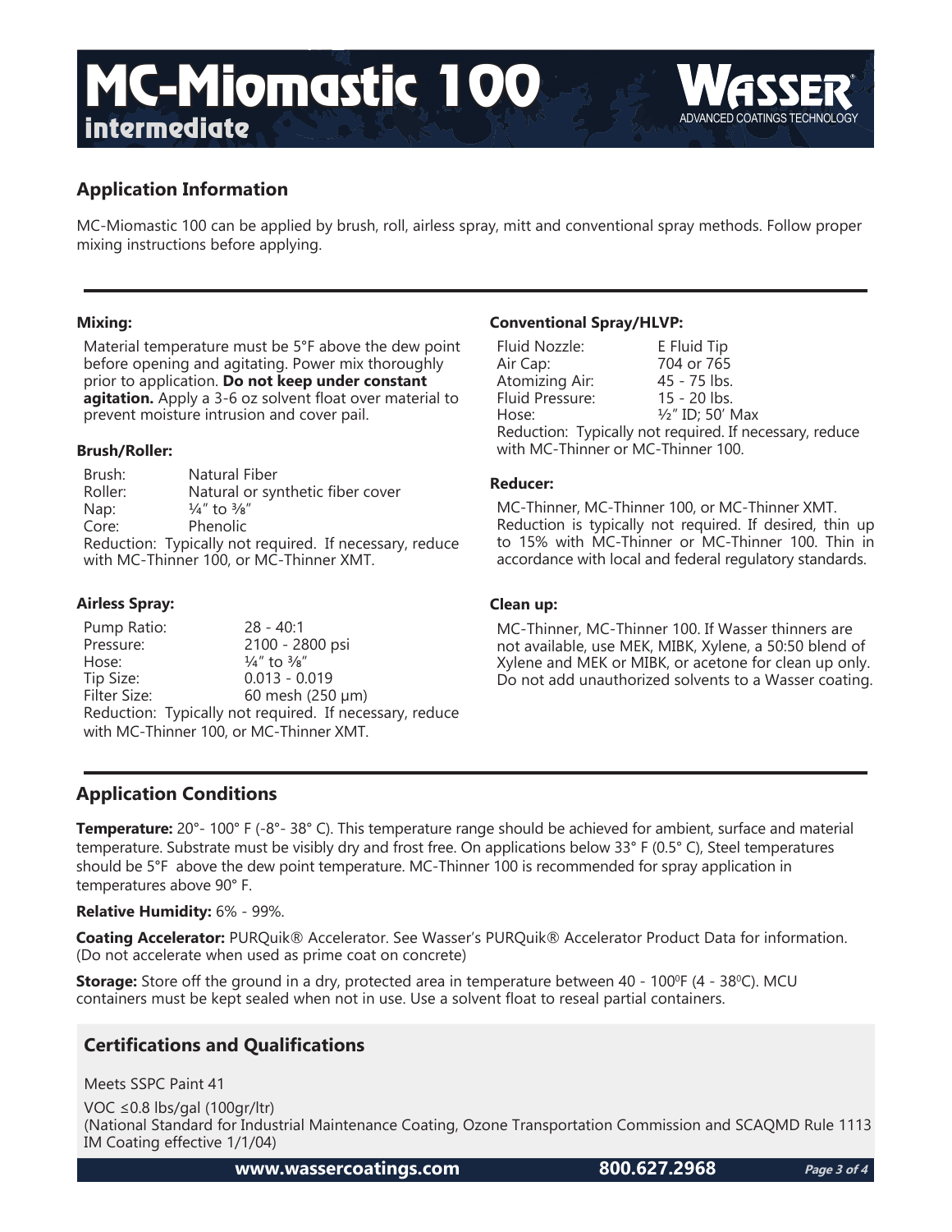# MC-Miomastic 100

## intermediate

WASSER® ADVANCED COATINGS TECHNOLOGY

## Application Information

MC-Miomastic 100 can be applied by brush, roll, airless spray, mitt and conventional spray methods. Follow proper mixing instructions before applying.

### Mixing:

Material temperature must be 5°F above the dew point before opening and agitating. Power mix thoroughly prior to application. **Do not keep under constant agitation.** Apply a 3-6 oz solvent float over material to prevent moisture intrusion and cover pail.

### Brush/Roller:

| | |
|---|---|
| Brush: | Natural Fiber |
| Roller: | Natural or synthetic fiber cover |
| Nap: | ¼" to ⅜" |
| Core: | Phenolic |

Reduction: Typically not required. If necessary, reduce with MC-Thinner 100, or MC-Thinner XMT.

### Airless Spray:

| | |
|---|---|
| Pump Ratio: | 28 - 40:1 |
| Pressure: | 2100 - 2800 psi |
| Hose: | ¼" to ⅜" |
| Tip Size: | 0.013 - 0.019 |
| Filter Size: | 60 mesh (250 µm) |

Reduction: Typically not required. If necessary, reduce with MC-Thinner 100, or MC-Thinner XMT.

### Conventional Spray/HLVP:

| | |
|---|---|
| Fluid Nozzle: | E Fluid Tip |
| Air Cap: | 704 or 765 |
| Atomizing Air: | 45 - 75 lbs. |
| Fluid Pressure: | 15 - 20 lbs. |
| Hose: | ½" ID; 50' Max |

Reduction: Typically not required. If necessary, reduce with MC-Thinner or MC-Thinner 100.

### Reducer:

MC-Thinner, MC-Thinner 100, or MC-Thinner XMT. Reduction is typically not required. If desired, thin up to 15% with MC-Thinner or MC-Thinner 100. Thin in accordance with local and federal regulatory standards.

### Clean up:

MC-Thinner, MC-Thinner 100. If Wasser thinners are not available, use MEK, MIBK, Xylene, a 50:50 blend of Xylene and MEK or MIBK, or acetone for clean up only. Do not add unauthorized solvents to a Wasser coating.

## Application Conditions

**Temperature:** 20°- 100° F (-8°- 38° C). This temperature range should be achieved for ambient, surface and material temperature. Substrate must be visibly dry and frost free. On applications below 33° F (0.5° C), Steel temperatures should be 5°F above the dew point temperature. MC-Thinner 100 is recommended for spray application in temperatures above 90° F.

**Relative Humidity:** 6% - 99%.

**Coating Accelerator:** PURQuik® Accelerator. See Wasser's PURQuik® Accelerator Product Data for information. (Do not accelerate when used as prime coat on concrete)

**Storage:** Store off the ground in a dry, protected area in temperature between 40 - 100°F (4 - 38°C). MCU containers must be kept sealed when not in use. Use a solvent float to reseal partial containers.

## Certifications and Qualifications

Meets SSPC Paint 41

VOC ≤0.8 lbs/gal (100gr/ltr)
(National Standard for Industrial Maintenance Coating, Ozone Transportation Commission and SCAQMD Rule 1113 IM Coating effective 1/1/04)

www.wassercoatings.com 800.627.2968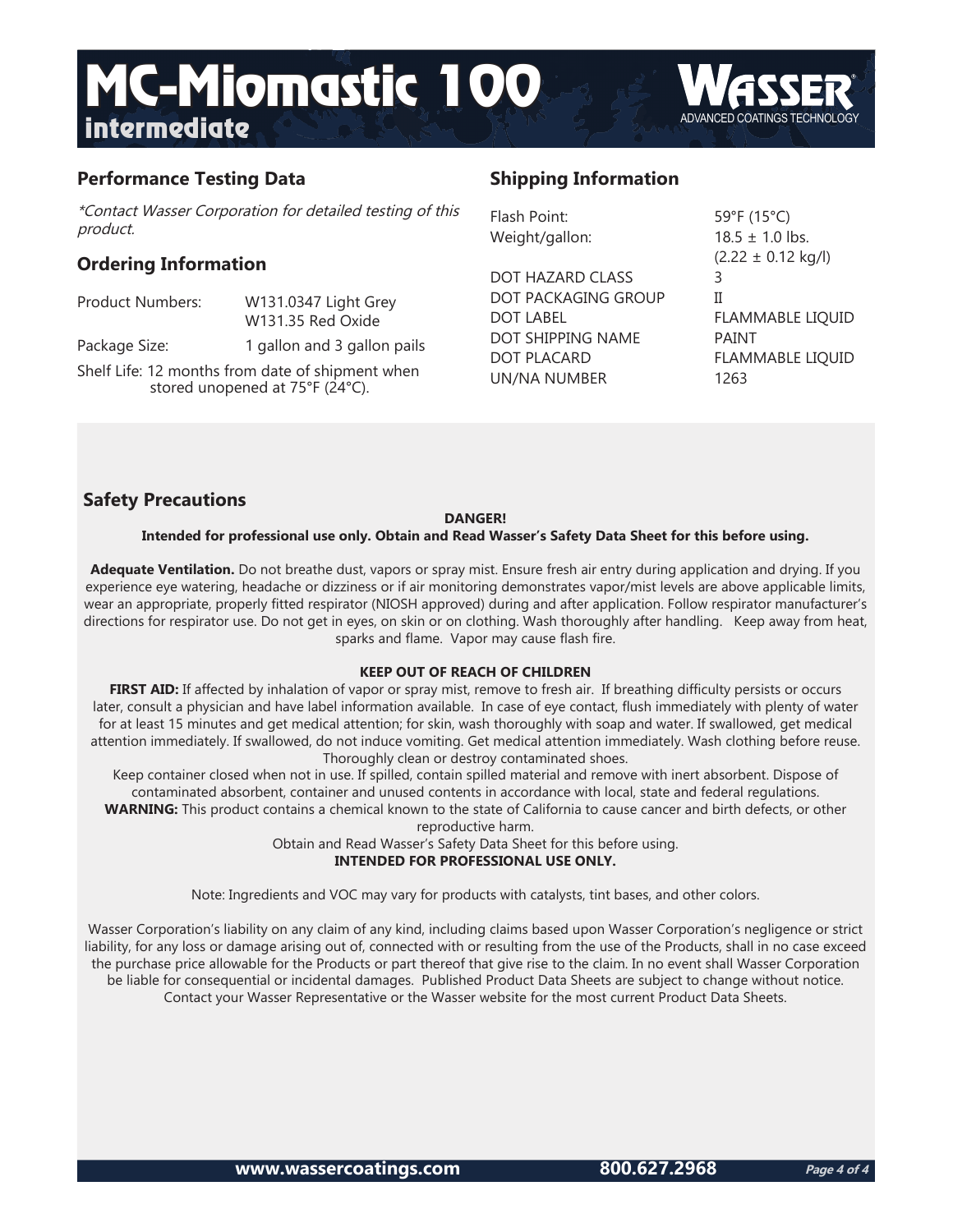# MC-Miomastic 100

## intermediate

WASSER®
ADVANCED COATINGS TECHNOLOGY

## Performance Testing Data

*\*Contact Wasser Corporation for detailed testing of this product.*

## Ordering Information

| | |
|---|---|
| Product Numbers: | W131.0347 Light Grey<br>W131.35 Red Oxide |
| Package Size: | 1 gallon and 3 gallon pails |

Shelf Life: 12 months from date of shipment when stored unopened at 75°F (24°C).

## Shipping Information

| | |
|---|---|
| Flash Point: | 59°F (15°C) |
| Weight/gallon: | 18.5 ± 1.0 lbs. (2.22 ± 0.12 kg/l) |
| DOT HAZARD CLASS | 3 |
| DOT PACKAGING GROUP | II |
| DOT LABEL | FLAMMABLE LIQUID |
| DOT SHIPPING NAME | PAINT |
| DOT PLACARD | FLAMMABLE LIQUID |
| UN/NA NUMBER | 1263 |

## Safety Precautions

**DANGER!**

**Intended for professional use only. Obtain and Read Wasser's Safety Data Sheet for this before using.**

**Adequate Ventilation.** Do not breathe dust, vapors or spray mist. Ensure fresh air entry during application and drying. If you experience eye watering, headache or dizziness or if air monitoring demonstrates vapor/mist levels are above applicable limits, wear an appropriate, properly fitted respirator (NIOSH approved) during and after application. Follow respirator manufacturer's directions for respirator use. Do not get in eyes, on skin or on clothing. Wash thoroughly after handling. Keep away from heat, sparks and flame. Vapor may cause flash fire.

**KEEP OUT OF REACH OF CHILDREN**

**FIRST AID:** If affected by inhalation of vapor or spray mist, remove to fresh air. If breathing difficulty persists or occurs later, consult a physician and have label information available. In case of eye contact, flush immediately with plenty of water for at least 15 minutes and get medical attention; for skin, wash thoroughly with soap and water. If swallowed, get medical attention immediately. If swallowed, do not induce vomiting. Get medical attention immediately. Wash clothing before reuse. Thoroughly clean or destroy contaminated shoes.

Keep container closed when not in use. If spilled, contain spilled material and remove with inert absorbent. Dispose of contaminated absorbent, container and unused contents in accordance with local, state and federal regulations.

**WARNING:** This product contains a chemical known to the state of California to cause cancer and birth defects, or other reproductive harm.

Obtain and Read Wasser's Safety Data Sheet for this before using.

**INTENDED FOR PROFESSIONAL USE ONLY.**

Note: Ingredients and VOC may vary for products with catalysts, tint bases, and other colors.

Wasser Corporation's liability on any claim of any kind, including claims based upon Wasser Corporation's negligence or strict liability, for any loss or damage arising out of, connected with or resulting from the use of the Products, shall in no case exceed the purchase price allowable for the Products or part thereof that give rise to the claim. In no event shall Wasser Corporation be liable for consequential or incidental damages. Published Product Data Sheets are subject to change without notice. Contact your Wasser Representative or the Wasser website for the most current Product Data Sheets.

www.wassercoatings.com 800.627.2968